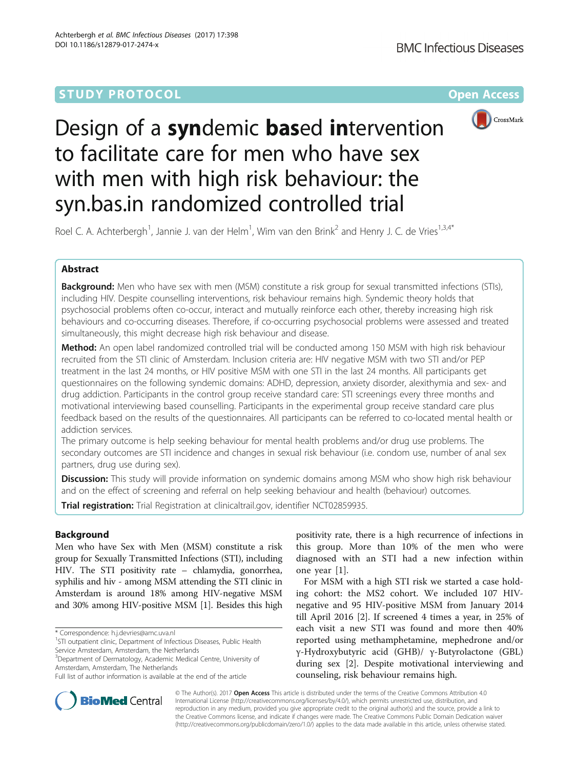STUDY PROTOCOL Open Access

# Design of a syndemic based intervention to facilitate care for men who have sex with men with high risk behaviour: the syn.bas.in randomized controlled trial

Roel C. A. Achterbergh[1], Jannie J. van der Helm[1], Wim van den Brink[2] and Henry J. C. de Vries[1,3,4*]

## Abstract

**Background:** Men who have sex with men (MSM) constitute a risk group for sexual transmitted infections (STIs), including HIV. Despite counselling interventions, risk behaviour remains high. Syndemic theory holds that psychosocial problems often co-occur, interact and mutually reinforce each other, thereby increasing high risk behaviours and co-occurring diseases. Therefore, if co-occurring psychosocial problems were assessed and treated simultaneously, this might decrease high risk behaviour and disease.

**Method:** An open label randomized controlled trial will be conducted among 150 MSM with high risk behaviour recruited from the STI clinic of Amsterdam. Inclusion criteria are: HIV negative MSM with two STI and/or PEP treatment in the last 24 months, or HIV positive MSM with one STI in the last 24 months. All participants get questionnaires on the following syndemic domains: ADHD, depression, anxiety disorder, alexithymia and sex- and drug addiction. Participants in the control group receive standard care: STI screenings every three months and motivational interviewing based counselling. Participants in the experimental group receive standard care plus feedback based on the results of the questionnaires. All participants can be referred to co-located mental health or addiction services.

The primary outcome is help seeking behaviour for mental health problems and/or drug use problems. The secondary outcomes are STI incidence and changes in sexual risk behaviour (i.e. condom use, number of anal sex partners, drug use during sex).

**Discussion:** This study will provide information on syndemic domains among MSM who show high risk behaviour and on the effect of screening and referral on help seeking behaviour and health (behaviour) outcomes.

**Trial registration:** Trial Registration at clinicaltrail.gov, identifier NCT02859935.

## Background

Men who have Sex with Men (MSM) constitute a risk group for Sexually Transmitted Infections (STI), including HIV. The STI positivity rate – chlamydia, gonorrhea, syphilis and hiv - among MSM attending the STI clinic in Amsterdam is around 18% among HIV-negative MSM and 30% among HIV-positive MSM [1]. Besides this high positivity rate, there is a high recurrence of infections in this group. More than 10% of the men who were diagnosed with an STI had a new infection within one year [1].

For MSM with a high STI risk we started a case holding cohort: the MS2 cohort. We included 107 HIV-negative and 95 HIV-positive MSM from January 2014 till April 2016 [2]. If screened 4 times a year, in 25% of each visit a new STI was found and more then 40% reported using methamphetamine, mephedrone and/or γ-Hydroxybutyric acid (GHB)/ γ-Butyrolactone (GBL) during sex [2]. Despite motivational interviewing and counseling, risk behaviour remains high.

\* Correspondence: h.j.devries@amc.uva.nl
[1]STI outpatient clinic, Department of Infectious Diseases, Public Health Service Amsterdam, Amsterdam, the Netherlands
[3]Department of Dermatology, Academic Medical Centre, University of Amsterdam, Amsterdam, The Netherlands
Full list of author information is available at the end of the article

© The Author(s). 2017 **Open Access** This article is distributed under the terms of the Creative Commons Attribution 4.0 International License (http://creativecommons.org/licenses/by/4.0/), which permits unrestricted use, distribution, and reproduction in any medium, provided you give appropriate credit to the original author(s) and the source, provide a link to the Creative Commons license, and indicate if changes were made. The Creative Commons Public Domain Dedication waiver (http://creativecommons.org/publicdomain/zero/1.0/) applies to the data made available in this article, unless otherwise stated.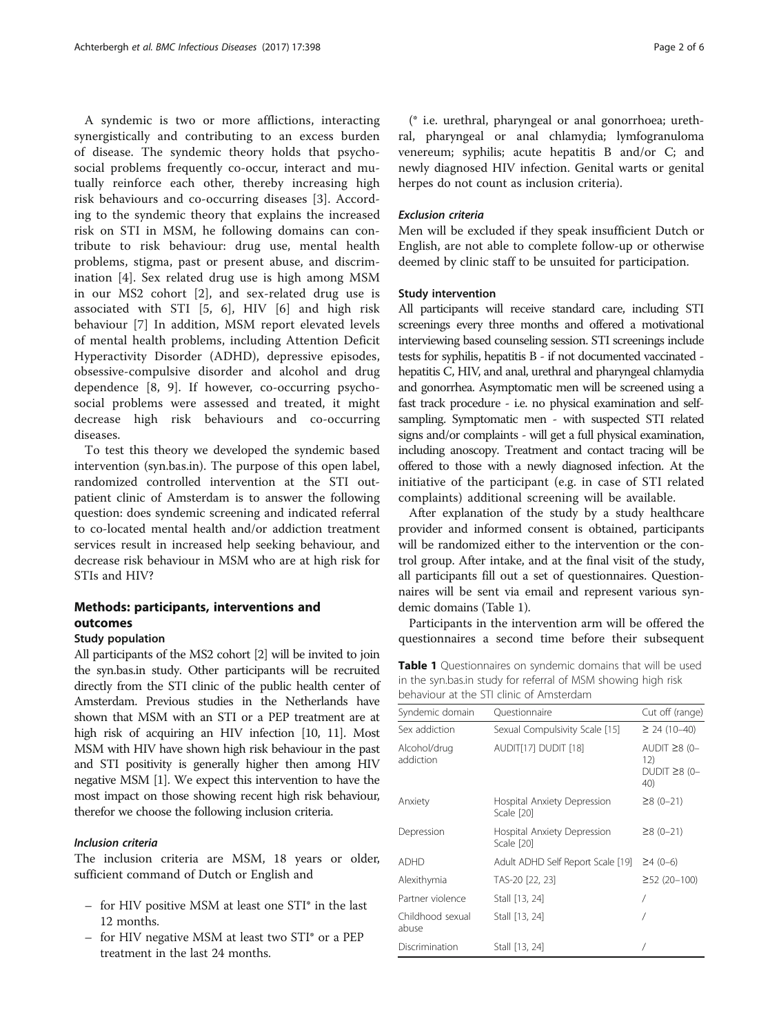A syndemic is two or more afflictions, interacting synergistically and contributing to an excess burden of disease. The syndemic theory holds that psychosocial problems frequently co-occur, interact and mutually reinforce each other, thereby increasing high risk behaviours and co-occurring diseases [3]. According to the syndemic theory that explains the increased risk on STI in MSM, he following domains can contribute to risk behaviour: drug use, mental health problems, stigma, past or present abuse, and discrimination [4]. Sex related drug use is high among MSM in our MS2 cohort [2], and sex-related drug use is associated with STI [5, 6], HIV [6] and high risk behaviour [7] In addition, MSM report elevated levels of mental health problems, including Attention Deficit Hyperactivity Disorder (ADHD), depressive episodes, obsessive-compulsive disorder and alcohol and drug dependence [8, 9]. If however, co-occurring psychosocial problems were assessed and treated, it might decrease high risk behaviours and co-occurring diseases.

To test this theory we developed the syndemic based intervention (syn.bas.in). The purpose of this open label, randomized controlled intervention at the STI outpatient clinic of Amsterdam is to answer the following question: does syndemic screening and indicated referral to co-located mental health and/or addiction treatment services result in increased help seeking behaviour, and decrease risk behaviour in MSM who are at high risk for STIs and HIV?

## Methods: participants, interventions and outcomes

### Study population

All participants of the MS2 cohort [2] will be invited to join the syn.bas.in study. Other participants will be recruited directly from the STI clinic of the public health center of Amsterdam. Previous studies in the Netherlands have shown that MSM with an STI or a PEP treatment are at high risk of acquiring an HIV infection [10, 11]. Most MSM with HIV have shown high risk behaviour in the past and STI positivity is generally higher then among HIV negative MSM [1]. We expect this intervention to have the most impact on those showing recent high risk behaviour, therefor we choose the following inclusion criteria.

#### *Inclusion criteria*

The inclusion criteria are MSM, 18 years or older, sufficient command of Dutch or English and

- for HIV positive MSM at least one STI* in the last 12 months.
- for HIV negative MSM at least two STI* or a PEP treatment in the last 24 months.

(* i.e. urethral, pharyngeal or anal gonorrhoea; urethral, pharyngeal or anal chlamydia; lymfogranuloma venereum; syphilis; acute hepatitis B and/or C; and newly diagnosed HIV infection. Genital warts or genital herpes do not count as inclusion criteria).

#### *Exclusion criteria*

Men will be excluded if they speak insufficient Dutch or English, are not able to complete follow-up or otherwise deemed by clinic staff to be unsuited for participation.

### Study intervention

All participants will receive standard care, including STI screenings every three months and offered a motivational interviewing based counseling session. STI screenings include tests for syphilis, hepatitis B - if not documented vaccinated - hepatitis C, HIV, and anal, urethral and pharyngeal chlamydia and gonorrhea. Asymptomatic men will be screened using a fast track procedure - i.e. no physical examination and self-sampling. Symptomatic men - with suspected STI related signs and/or complaints - will get a full physical examination, including anoscopy. Treatment and contact tracing will be offered to those with a newly diagnosed infection. At the initiative of the participant (e.g. in case of STI related complaints) additional screening will be available.

After explanation of the study by a study healthcare provider and informed consent is obtained, participants will be randomized either to the intervention or the control group. After intake, and at the final visit of the study, all participants fill out a set of questionnaires. Questionnaires will be sent via email and represent various syndemic domains (Table 1).

Participants in the intervention arm will be offered the questionnaires a second time before their subsequent

**Table 1** Questionnaires on syndemic domains that will be used in the syn.bas.in study for referral of MSM showing high risk behaviour at the STI clinic of Amsterdam

| Syndemic domain | Questionnaire | Cut off (range) |
|---|---|---|
| Sex addiction | Sexual Compulsivity Scale [15] | ≥ 24 (10–40) |
| Alcohol/drug addiction | AUDIT[17] DUDIT [18] | AUDIT ≥8 (0–12) DUDIT ≥8 (0–40) |
| Anxiety | Hospital Anxiety Depression Scale [20] | ≥8 (0–21) |
| Depression | Hospital Anxiety Depression Scale [20] | ≥8 (0–21) |
| ADHD | Adult ADHD Self Report Scale [19] | ≥4 (0–6) |
| Alexithymia | TAS-20 [22, 23] | ≥52 (20–100) |
| Partner violence | Stall [13, 24] | / |
| Childhood sexual abuse | Stall [13, 24] | / |
| Discrimination | Stall [13, 24] | / |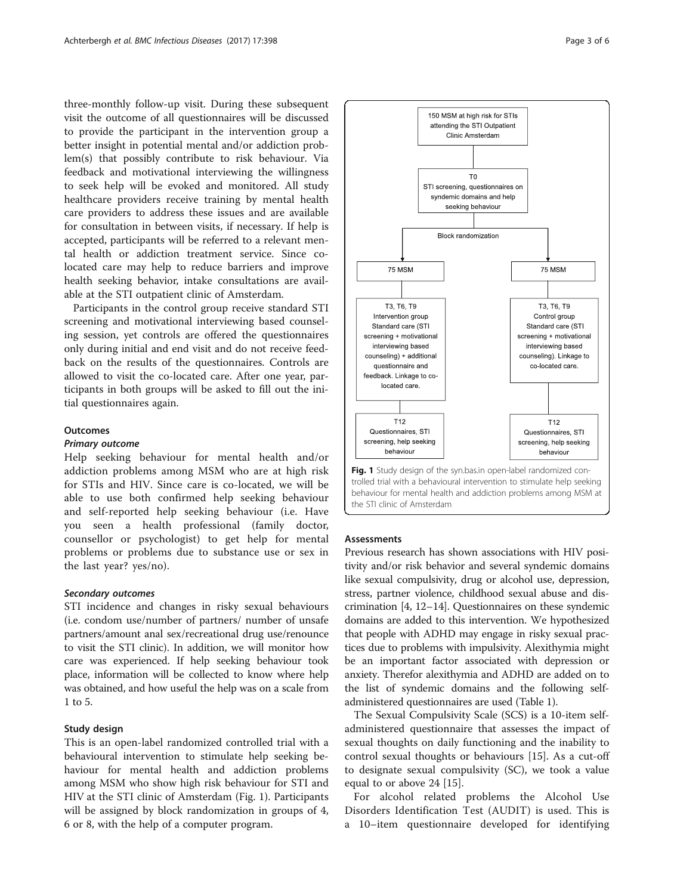three-monthly follow-up visit. During these subsequent visit the outcome of all questionnaires will be discussed to provide the participant in the intervention group a better insight in potential mental and/or addiction problem(s) that possibly contribute to risk behaviour. Via feedback and motivational interviewing the willingness to seek help will be evoked and monitored. All study healthcare providers receive training by mental health care providers to address these issues and are available for consultation in between visits, if necessary. If help is accepted, participants will be referred to a relevant mental health or addiction treatment service. Since co-located care may help to reduce barriers and improve health seeking behavior, intake consultations are available at the STI outpatient clinic of Amsterdam.

Participants in the control group receive standard STI screening and motivational interviewing based counseling session, yet controls are offered the questionnaires only during initial and end visit and do not receive feedback on the results of the questionnaires. Controls are allowed to visit the co-located care. After one year, participants in both groups will be asked to fill out the initial questionnaires again.

## Outcomes

### *Primary outcome*

Help seeking behaviour for mental health and/or addiction problems among MSM who are at high risk for STIs and HIV. Since care is co-located, we will be able to use both confirmed help seeking behaviour and self-reported help seeking behaviour (i.e. Have you seen a health professional (family doctor, counsellor or psychologist) to get help for mental problems or problems due to substance use or sex in the last year? yes/no).

### *Secondary outcomes*

STI incidence and changes in risky sexual behaviours (i.e. condom use/number of partners/ number of unsafe partners/amount anal sex/recreational drug use/renounce to visit the STI clinic). In addition, we will monitor how care was experienced. If help seeking behaviour took place, information will be collected to know where help was obtained, and how useful the help was on a scale from 1 to 5.

## Study design

This is an open-label randomized controlled trial with a behavioural intervention to stimulate help seeking behaviour for mental health and addiction problems among MSM who show high risk behaviour for STI and HIV at the STI clinic of Amsterdam (Fig. 1). Participants will be assigned by block randomization in groups of 4, 6 or 8, with the help of a computer program.

150 MSM at high risk for STIs attending the STI Outpatient Clinic Amsterdam

T0
STI screening, questionnaires on syndemic domains and help seeking behaviour

Block randomization

75 MSM

T3, T6, T9
Intervention group
Standard care (STI screening + motivational interviewing based counseling) + additional questionnaire and feedback. Linkage to co-located care.

T12
Questionnaires, STI screening, help seeking behaviour

75 MSM

T3, T6, T9
Control group
Standard care (STI screening + motivational interviewing based counseling). Linkage to co-located care.

T12
Questionnaires, STI screening, help seeking behaviour

**Fig. 1** Study design of the syn.bas.in open-label randomized controlled trial with a behavioural intervention to stimulate help seeking behaviour for mental health and addiction problems among MSM at the STI clinic of Amsterdam

## Assessments

Previous research has shown associations with HIV positivity and/or risk behavior and several syndemic domains like sexual compulsivity, drug or alcohol use, depression, stress, partner violence, childhood sexual abuse and discrimination [4, 12–14]. Questionnaires on these syndemic domains are added to this intervention. We hypothesized that people with ADHD may engage in risky sexual practices due to problems with impulsivity. Alexithymia might be an important factor associated with depression or anxiety. Therefor alexithymia and ADHD are added on to the list of syndemic domains and the following self-administered questionnaires are used (Table 1).

The Sexual Compulsivity Scale (SCS) is a 10-item self-administered questionnaire that assesses the impact of sexual thoughts on daily functioning and the inability to control sexual thoughts or behaviours [15]. As a cut-off to designate sexual compulsivity (SC), we took a value equal to or above 24 [15].

For alcohol related problems the Alcohol Use Disorders Identification Test (AUDIT) is used. This is a 10–item questionnaire developed for identifying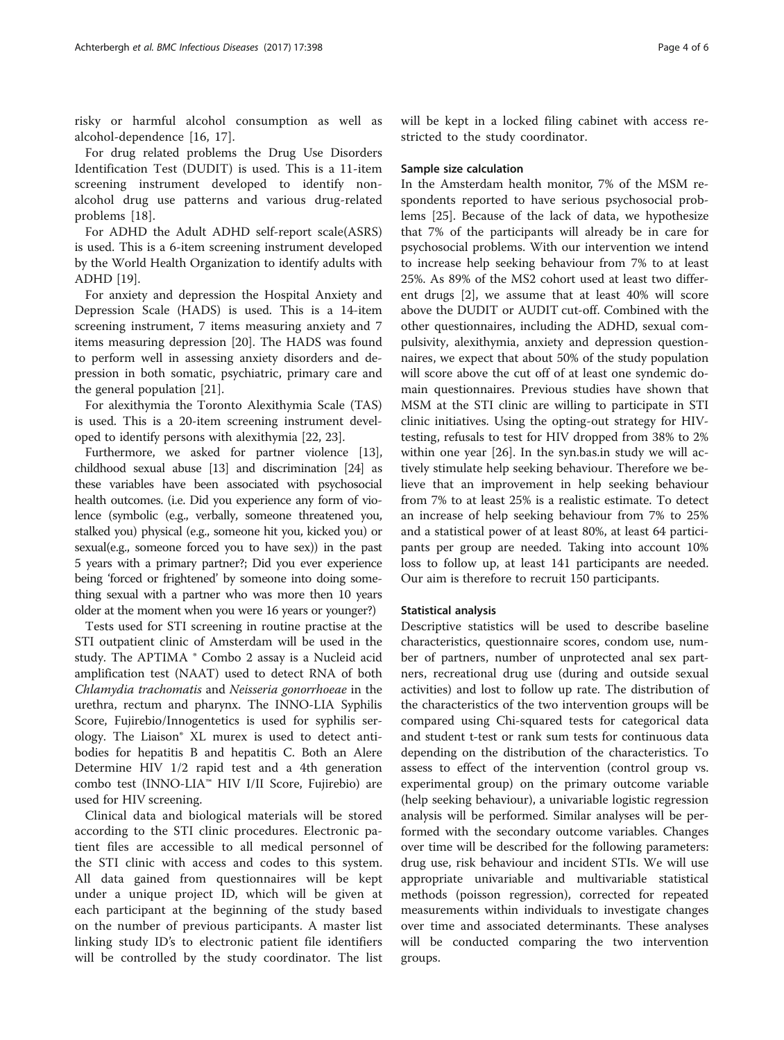risky or harmful alcohol consumption as well as alcohol-dependence [16, 17].

For drug related problems the Drug Use Disorders Identification Test (DUDIT) is used. This is a 11-item screening instrument developed to identify non-alcohol drug use patterns and various drug-related problems [18].

For ADHD the Adult ADHD self-report scale(ASRS) is used. This is a 6-item screening instrument developed by the World Health Organization to identify adults with ADHD [19].

For anxiety and depression the Hospital Anxiety and Depression Scale (HADS) is used. This is a 14-item screening instrument, 7 items measuring anxiety and 7 items measuring depression [20]. The HADS was found to perform well in assessing anxiety disorders and depression in both somatic, psychiatric, primary care and the general population [21].

For alexithymia the Toronto Alexithymia Scale (TAS) is used. This is a 20-item screening instrument developed to identify persons with alexithymia [22, 23].

Furthermore, we asked for partner violence [13], childhood sexual abuse [13] and discrimination [24] as these variables have been associated with psychosocial health outcomes. (i.e. Did you experience any form of violence (symbolic (e.g., verbally, someone threatened you, stalked you) physical (e.g., someone hit you, kicked you) or sexual(e.g., someone forced you to have sex)) in the past 5 years with a primary partner?; Did you ever experience being 'forced or frightened' by someone into doing something sexual with a partner who was more then 10 years older at the moment when you were 16 years or younger?)

Tests used for STI screening in routine practise at the STI outpatient clinic of Amsterdam will be used in the study. The APTIMA ® Combo 2 assay is a Nucleid acid amplification test (NAAT) used to detect RNA of both *Chlamydia trachomatis* and *Neisseria gonorrhoeae* in the urethra, rectum and pharynx. The INNO-LIA Syphilis Score, Fujirebio/Innogenetics is used for syphilis serology. The Liaison® XL murex is used to detect antibodies for hepatitis B and hepatitis C. Both an Alere Determine HIV 1/2 rapid test and a 4th generation combo test (INNO-LIA™ HIV I/II Score, Fujirebio) are used for HIV screening.

Clinical data and biological materials will be stored according to the STI clinic procedures. Electronic patient files are accessible to all medical personnel of the STI clinic with access and codes to this system. All data gained from questionnaires will be kept under a unique project ID, which will be given at each participant at the beginning of the study based on the number of previous participants. A master list linking study ID's to electronic patient file identifiers will be controlled by the study coordinator. The list will be kept in a locked filing cabinet with access restricted to the study coordinator.

### Sample size calculation

In the Amsterdam health monitor, 7% of the MSM respondents reported to have serious psychosocial problems [25]. Because of the lack of data, we hypothesize that 7% of the participants will already be in care for psychosocial problems. With our intervention we intend to increase help seeking behaviour from 7% to at least 25%. As 89% of the MS2 cohort used at least two different drugs [2], we assume that at least 40% will score above the DUDIT or AUDIT cut-off. Combined with the other questionnaires, including the ADHD, sexual compulsivity, alexithymia, anxiety and depression questionnaires, we expect that about 50% of the study population will score above the cut off of at least one syndemic domain questionnaires. Previous studies have shown that MSM at the STI clinic are willing to participate in STI clinic initiatives. Using the opting-out strategy for HIV-testing, refusals to test for HIV dropped from 38% to 2% within one year [26]. In the syn.bas.in study we will actively stimulate help seeking behaviour. Therefore we believe that an improvement in help seeking behaviour from 7% to at least 25% is a realistic estimate. To detect an increase of help seeking behaviour from 7% to 25% and a statistical power of at least 80%, at least 64 participants per group are needed. Taking into account 10% loss to follow up, at least 141 participants are needed. Our aim is therefore to recruit 150 participants.

### Statistical analysis

Descriptive statistics will be used to describe baseline characteristics, questionnaire scores, condom use, number of partners, number of unprotected anal sex partners, recreational drug use (during and outside sexual activities) and lost to follow up rate. The distribution of the characteristics of the two intervention groups will be compared using Chi-squared tests for categorical data and student t-test or rank sum tests for continuous data depending on the distribution of the characteristics. To assess to effect of the intervention (control group vs. experimental group) on the primary outcome variable (help seeking behaviour), a univariable logistic regression analysis will be performed. Similar analyses will be performed with the secondary outcome variables. Changes over time will be described for the following parameters: drug use, risk behaviour and incident STIs. We will use appropriate univariable and multivariable statistical methods (poisson regression), corrected for repeated measurements within individuals to investigate changes over time and associated determinants. These analyses will be conducted comparing the two intervention groups.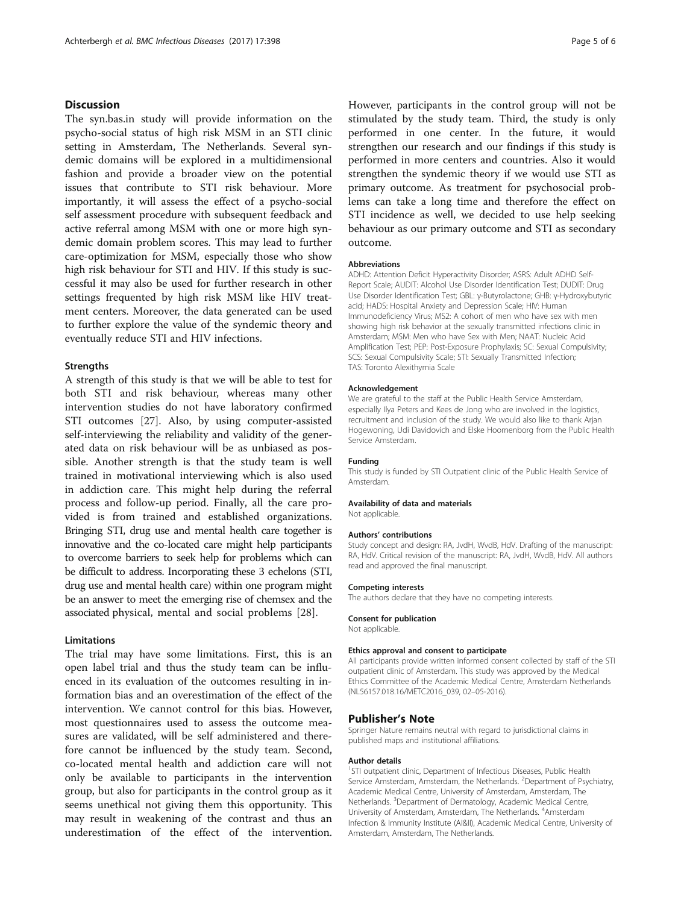## Discussion

The syn.bas.in study will provide information on the psycho-social status of high risk MSM in an STI clinic setting in Amsterdam, The Netherlands. Several syndemic domains will be explored in a multidimensional fashion and provide a broader view on the potential issues that contribute to STI risk behaviour. More importantly, it will assess the effect of a psycho-social self assessment procedure with subsequent feedback and active referral among MSM with one or more high syndemic domain problem scores. This may lead to further care-optimization for MSM, especially those who show high risk behaviour for STI and HIV. If this study is successful it may also be used for further research in other settings frequented by high risk MSM like HIV treatment centers. Moreover, the data generated can be used to further explore the value of the syndemic theory and eventually reduce STI and HIV infections.

### Strengths

A strength of this study is that we will be able to test for both STI and risk behaviour, whereas many other intervention studies do not have laboratory confirmed STI outcomes [27]. Also, by using computer-assisted self-interviewing the reliability and validity of the generated data on risk behaviour will be as unbiased as possible. Another strength is that the study team is well trained in motivational interviewing which is also used in addiction care. This might help during the referral process and follow-up period. Finally, all the care provided is from trained and established organizations. Bringing STI, drug use and mental health care together is innovative and the co-located care might help participants to overcome barriers to seek help for problems which can be difficult to address. Incorporating these 3 echelons (STI, drug use and mental health care) within one program might be an answer to meet the emerging rise of chemsex and the associated physical, mental and social problems [28].

### Limitations

The trial may have some limitations. First, this is an open label trial and thus the study team can be influenced in its evaluation of the outcomes resulting in information bias and an overestimation of the effect of the intervention. We cannot control for this bias. However, most questionnaires used to assess the outcome measures are validated, will be self administered and therefore cannot be influenced by the study team. Second, co-located mental health and addiction care will not only be available to participants in the intervention group, but also for participants in the control group as it seems unethical not giving them this opportunity. This may result in weakening of the contrast and thus an underestimation of the effect of the intervention. However, participants in the control group will not be stimulated by the study team. Third, the study is only performed in one center. In the future, it would strengthen our research and our findings if this study is performed in more centers and countries. Also it would strengthen the syndemic theory if we would use STI as primary outcome. As treatment for psychosocial problems can take a long time and therefore the effect on STI incidence as well, we decided to use help seeking behaviour as our primary outcome and STI as secondary outcome.

#### Abbreviations

ADHD: Attention Deficit Hyperactivity Disorder; ASRS: Adult ADHD Self-Report Scale; AUDIT: Alcohol Use Disorder Identification Test; DUDIT: Drug Use Disorder Identification Test; GBL: γ-Butyrolactone; GHB: γ-Hydroxybutyric acid; HADS: Hospital Anxiety and Depression Scale; HIV: Human Immunodeficiency Virus; MS2: A cohort of men who have sex with men showing high risk behavior at the sexually transmitted infections clinic in Amsterdam; MSM: Men who have Sex with Men; NAAT: Nucleic Acid Amplification Test; PEP: Post-Exposure Prophylaxis; SC: Sexual Compulsivity; SCS: Sexual Compulsivity Scale; STI: Sexually Transmitted Infection; TAS: Toronto Alexithymia Scale

#### Acknowledgement

We are grateful to the staff at the Public Health Service Amsterdam, especially Ilya Peters and Kees de Jong who are involved in the logistics, recruitment and inclusion of the study. We would also like to thank Arjan Hogewoning, Udi Davidovich and Elske Hoornenborg from the Public Health Service Amsterdam.

#### Funding

This study is funded by STI Outpatient clinic of the Public Health Service of Amsterdam.

#### Availability of data and materials

Not applicable.

#### Authors' contributions

Study concept and design: RA, JvdH, WvdB, HdV. Drafting of the manuscript: RA, HdV. Critical revision of the manuscript: RA, JvdH, WvdB, HdV. All authors read and approved the final manuscript.

#### Competing interests

The authors declare that they have no competing interests.

#### Consent for publication

Not applicable.

#### Ethics approval and consent to participate

All participants provide written informed consent collected by staff of the STI outpatient clinic of Amsterdam. This study was approved by the Medical Ethics Committee of the Academic Medical Centre, Amsterdam Netherlands (NL56157.018.16/METC2016_039, 02–05-2016).

## Publisher's Note

Springer Nature remains neutral with regard to jurisdictional claims in published maps and institutional affiliations.

#### Author details

[1]STI outpatient clinic, Department of Infectious Diseases, Public Health Service Amsterdam, Amsterdam, the Netherlands. [2]Department of Psychiatry, Academic Medical Centre, University of Amsterdam, Amsterdam, The Netherlands. [3]Department of Dermatology, Academic Medical Centre, University of Amsterdam, Amsterdam, The Netherlands. [4]Amsterdam Infection & Immunity Institute (AI&II), Academic Medical Centre, University of Amsterdam, Amsterdam, The Netherlands.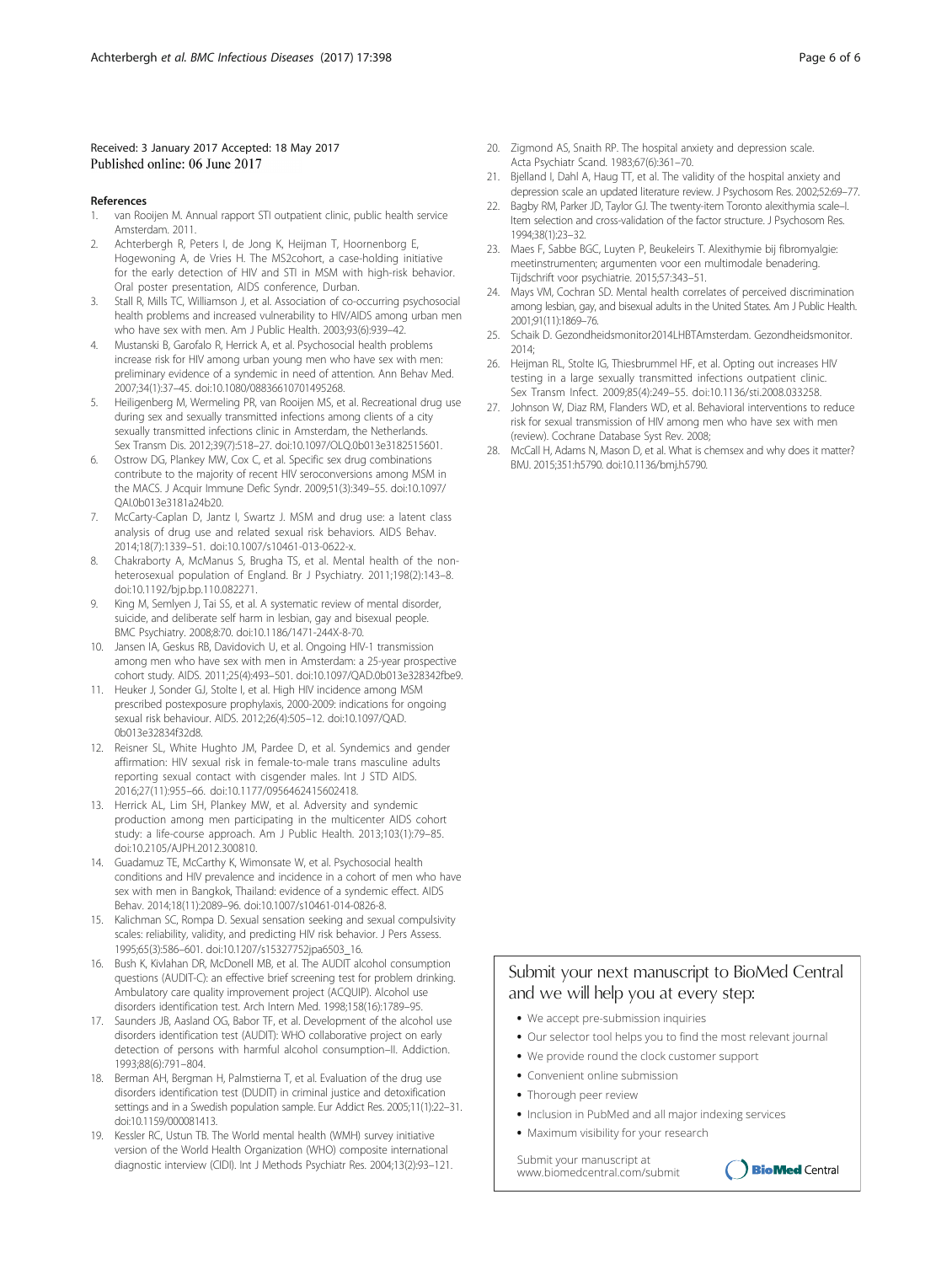Received: 3 January 2017 Accepted: 18 May 2017
Published online: 06 June 2017

## References

1. van Rooijen M. Annual rapport STI outpatient clinic, public health service Amsterdam. 2011.
2. Achterbergh R, Peters I, de Jong K, Heijman T, Hoornenborg E, Hogewoning A, de Vries H. The MS2cohort, a case-holding initiative for the early detection of HIV and STI in MSM with high-risk behavior. Oral poster presentation, AIDS conference, Durban.
3. Stall R, Mills TC, Williamson J, et al. Association of co-occurring psychosocial health problems and increased vulnerability to HIV/AIDS among urban men who have sex with men. Am J Public Health. 2003;93(6):939–42.
4. Mustanski B, Garofalo R, Herrick A, et al. Psychosocial health problems increase risk for HIV among urban young men who have sex with men: preliminary evidence of a syndemic in need of attention. Ann Behav Med. 2007;34(1):37–45. doi:10.1080/08836610701495268.
5. Heiligenberg M, Wermeling PR, van Rooijen MS, et al. Recreational drug use during sex and sexually transmitted infections among clients of a city sexually transmitted infections clinic in Amsterdam, the Netherlands. Sex Transm Dis. 2012;39(7):518–27. doi:10.1097/OLQ.0b013e3182515601.
6. Ostrow DG, Plankey MW, Cox C, et al. Specific sex drug combinations contribute to the majority of recent HIV seroconversions among MSM in the MACS. J Acquir Immune Defic Syndr. 2009;51(3):349–55. doi:10.1097/QAI.0b013e3181a24b20.
7. McCarty-Caplan D, Jantz I, Swartz J. MSM and drug use: a latent class analysis of drug use and related sexual risk behaviors. AIDS Behav. 2014;18(7):1339–51. doi:10.1007/s10461-013-0622-x.
8. Chakraborty A, McManus S, Brugha TS, et al. Mental health of the non-heterosexual population of England. Br J Psychiatry. 2011;198(2):143–8. doi:10.1192/bjp.bp.110.082271.
9. King M, Semlyen J, Tai SS, et al. A systematic review of mental disorder, suicide, and deliberate self harm in lesbian, gay and bisexual people. BMC Psychiatry. 2008;8:70. doi:10.1186/1471-244X-8-70.
10. Jansen IA, Geskus RB, Davidovich U, et al. Ongoing HIV-1 transmission among men who have sex with men in Amsterdam: a 25-year prospective cohort study. AIDS. 2011;25(4):493–501. doi:10.1097/QAD.0b013e328342fbe9.
11. Heuker J, Sonder GJ, Stolte I, et al. High HIV incidence among MSM prescribed postexposure prophylaxis, 2000-2009: indications for ongoing sexual risk behaviour. AIDS. 2012;26(4):505–12. doi:10.1097/QAD.0b013e32834f32d8.
12. Reisner SL, White Hughto JM, Pardee D, et al. Syndemics and gender affirmation: HIV sexual risk in female-to-male trans masculine adults reporting sexual contact with cisgender males. Int J STD AIDS. 2016;27(11):955–66. doi:10.1177/0956462415602418.
13. Herrick AL, Lim SH, Plankey MW, et al. Adversity and syndemic production among men participating in the multicenter AIDS cohort study: a life-course approach. Am J Public Health. 2013;103(1):79–85. doi:10.2105/AJPH.2012.300810.
14. Guadamuz TE, McCarthy K, Wimonsate W, et al. Psychosocial health conditions and HIV prevalence and incidence in a cohort of men who have sex with men in Bangkok, Thailand: evidence of a syndemic effect. AIDS Behav. 2014;18(11):2089–96. doi:10.1007/s10461-014-0826-8.
15. Kalichman SC, Rompa D. Sexual sensation seeking and sexual compulsivity scales: reliability, validity, and predicting HIV risk behavior. J Pers Assess. 1995;65(3):586–601. doi:10.1207/s15327752jpa6503_16.
16. Bush K, Kivlahan DR, McDonell MB, et al. The AUDIT alcohol consumption questions (AUDIT-C): an effective brief screening test for problem drinking. Ambulatory care quality improvement project (ACQUIP). Alcohol use disorders identification test. Arch Intern Med. 1998;158(16):1789–95.
17. Saunders JB, Aasland OG, Babor TF, et al. Development of the alcohol use disorders identification test (AUDIT): WHO collaborative project on early detection of persons with harmful alcohol consumption–II. Addiction. 1993;88(6):791–804.
18. Berman AH, Bergman H, Palmstierna T, et al. Evaluation of the drug use disorders identification test (DUDIT) in criminal justice and detoxification settings and in a Swedish population sample. Eur Addict Res. 2005;11(1):22–31. doi:10.1159/000081413.
19. Kessler RC, Ustun TB. The World mental health (WMH) survey initiative version of the World Health Organization (WHO) composite international diagnostic interview (CIDI). Int J Methods Psychiatr Res. 2004;13(2):93–121.
20. Zigmond AS, Snaith RP. The hospital anxiety and depression scale. Acta Psychiatr Scand. 1983;67(6):361–70.
21. Bjelland I, Dahl A, Haug TT, et al. The validity of the hospital anxiety and depression scale an updated literature review. J Psychosom Res. 2002;52:69–77.
22. Bagby RM, Parker JD, Taylor GJ. The twenty-item Toronto alexithymia scale–I. Item selection and cross-validation of the factor structure. J Psychosom Res. 1994;38(1):23–32.
23. Maes F, Sabbe BGC, Luyten P, Beukeleirs T. Alexithymie bij fibromyalgie: meetinstrumenten; argumenten voor een multimodale benadering. Tijdschrift voor psychiatrie. 2015;57:343–51.
24. Mays VM, Cochran SD. Mental health correlates of perceived discrimination among lesbian, gay, and bisexual adults in the United States. Am J Public Health. 2001;91(11):1869–76.
25. Schaik D. Gezondheidsmonitor2014LHBTAmsterdam. Gezondheidsmonitor. 2014;
26. Heijman RL, Stolte IG, Thiesbrummel HF, et al. Opting out increases HIV testing in a large sexually transmitted infections outpatient clinic. Sex Transm Infect. 2009;85(4):249–55. doi:10.1136/sti.2008.033258.
27. Johnson W, Diaz RM, Flanders WD, et al. Behavioral interventions to reduce risk for sexual transmission of HIV among men who have sex with men (review). Cochrane Database Syst Rev. 2008;
28. McCall H, Adams N, Mason D, et al. What is chemsex and why does it matter? BMJ. 2015;351:h5790. doi:10.1136/bmj.h5790.

Submit your next manuscript to BioMed Central and we will help you at every step:

- We accept pre-submission inquiries
- Our selector tool helps you to find the most relevant journal
- We provide round the clock customer support
- Convenient online submission
- Thorough peer review
- Inclusion in PubMed and all major indexing services
- Maximum visibility for your research

Submit your manuscript at
www.biomedcentral.com/submit

BioMed Central